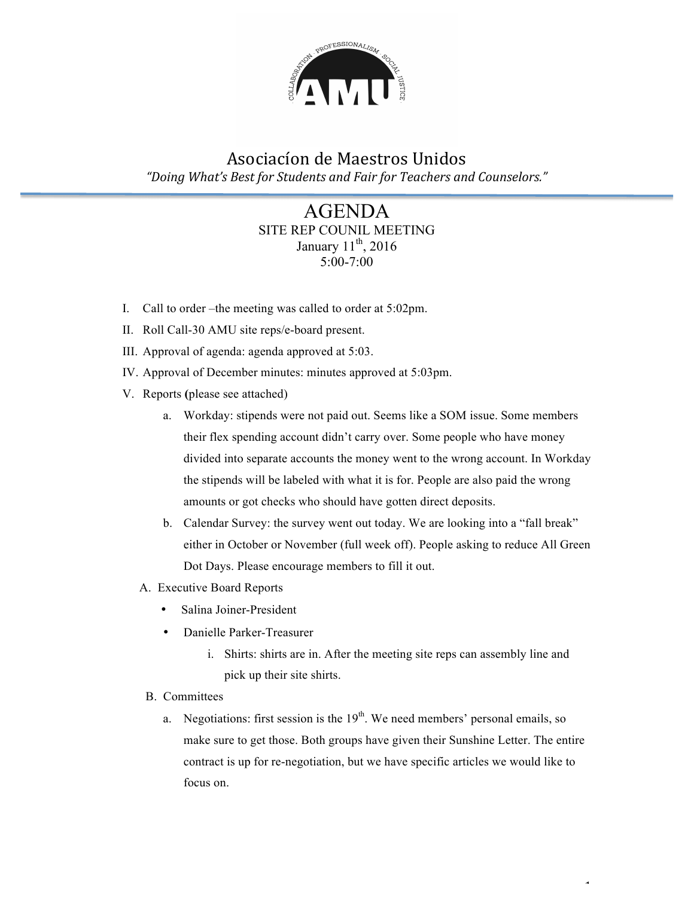# Asociacíon de Maestros Unidos

*"Doing What's Best for Students and Fair for Teachers and Counselors."*

## AGENDA

SITE REP COUNIL MEETING
January 11th, 2016
5:00-7:00

I. Call to order –the meeting was called to order at 5:02pm.

II. Roll Call-30 AMU site reps/e-board present.

III. Approval of agenda: agenda approved at 5:03.

IV. Approval of December minutes: minutes approved at 5:03pm.

V. Reports (please see attached)

   a. Workday: stipends were not paid out. Seems like a SOM issue. Some members their flex spending account didn't carry over. Some people who have money divided into separate accounts the money went to the wrong account. In Workday the stipends will be labeled with what it is for. People are also paid the wrong amounts or got checks who should have gotten direct deposits.

   b. Calendar Survey: the survey went out today. We are looking into a "fall break" either in October or November (full week off). People asking to reduce All Green Dot Days. Please encourage members to fill it out.

A. Executive Board Reports

- Salina Joiner-President
- Danielle Parker-Treasurer
   i. Shirts: shirts are in. After the meeting site reps can assembly line and pick up their site shirts.

B. Committees

   a. Negotiations: first session is the 19th. We need members' personal emails, so make sure to get those. Both groups have given their Sunshine Letter. The entire contract is up for re-negotiation, but we have specific articles we would like to focus on.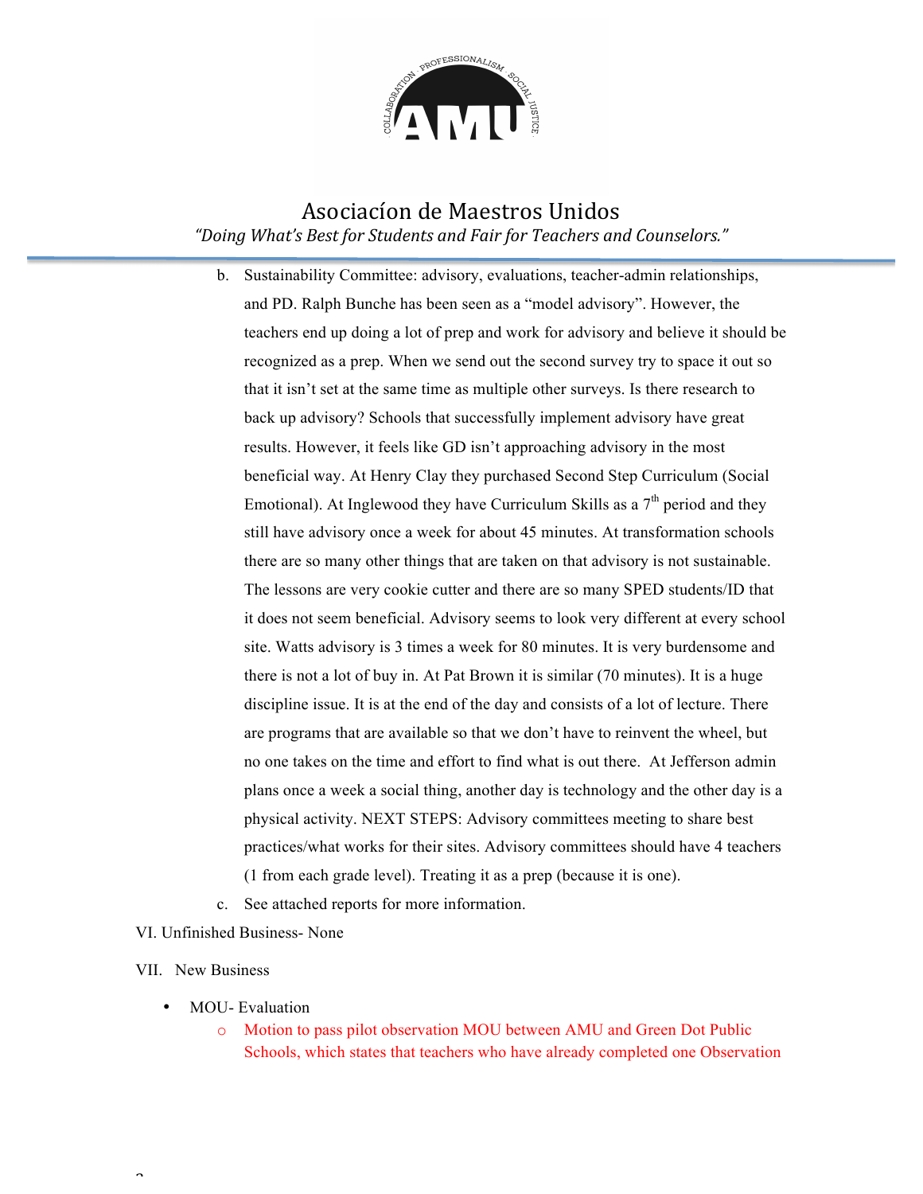b. Sustainability Committee: advisory, evaluations, teacher-admin relationships, and PD. Ralph Bunche has been seen as a "model advisory". However, the teachers end up doing a lot of prep and work for advisory and believe it should be recognized as a prep. When we send out the second survey try to space it out so that it isn't set at the same time as multiple other surveys. Is there research to back up advisory? Schools that successfully implement advisory have great results. However, it feels like GD isn't approaching advisory in the most beneficial way. At Henry Clay they purchased Second Step Curriculum (Social Emotional). At Inglewood they have Curriculum Skills as a 7th period and they still have advisory once a week for about 45 minutes. At transformation schools there are so many other things that are taken on that advisory is not sustainable. The lessons are very cookie cutter and there are so many SPED students/ID that it does not seem beneficial. Advisory seems to look very different at every school site. Watts advisory is 3 times a week for 80 minutes. It is very burdensome and there is not a lot of buy in. At Pat Brown it is similar (70 minutes). It is a huge discipline issue. It is at the end of the day and consists of a lot of lecture. There are programs that are available so that we don't have to reinvent the wheel, but no one takes on the time and effort to find what is out there. At Jefferson admin plans once a week a social thing, another day is technology and the other day is a physical activity. NEXT STEPS: Advisory committees meeting to share best practices/what works for their sites. Advisory committees should have 4 teachers (1 from each grade level). Treating it as a prep (because it is one).

c. See attached reports for more information.

VI. Unfinished Business- None

VII. New Business

- MOU- Evaluation
  - Motion to pass pilot observation MOU between AMU and Green Dot Public Schools, which states that teachers who have already completed one Observation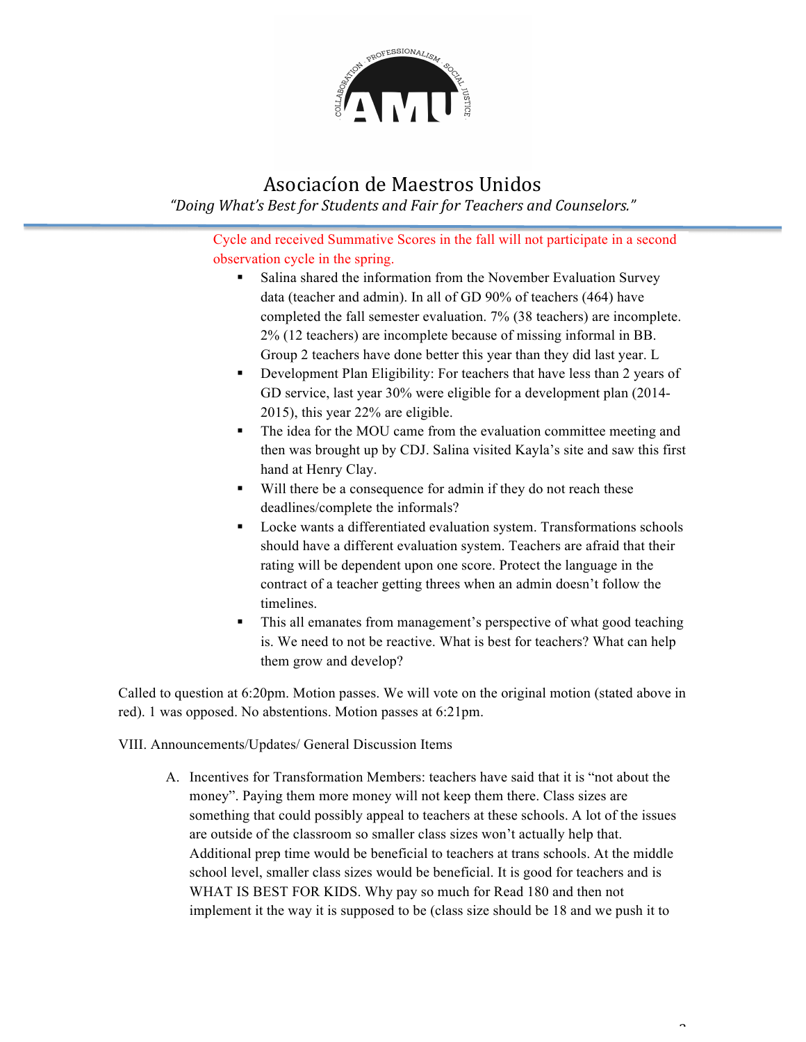Cycle and received Summative Scores in the fall will not participate in a second observation cycle in the spring.

- Salina shared the information from the November Evaluation Survey data (teacher and admin). In all of GD 90% of teachers (464) have completed the fall semester evaluation. 7% (38 teachers) are incomplete. 2% (12 teachers) are incomplete because of missing informal in BB. Group 2 teachers have done better this year than they did last year. L
- Development Plan Eligibility: For teachers that have less than 2 years of GD service, last year 30% were eligible for a development plan (2014-2015), this year 22% are eligible.
- The idea for the MOU came from the evaluation committee meeting and then was brought up by CDJ. Salina visited Kayla's site and saw this first hand at Henry Clay.
- Will there be a consequence for admin if they do not reach these deadlines/complete the informals?
- Locke wants a differentiated evaluation system. Transformations schools should have a different evaluation system. Teachers are afraid that their rating will be dependent upon one score. Protect the language in the contract of a teacher getting threes when an admin doesn't follow the timelines.
- This all emanates from management's perspective of what good teaching is. We need to not be reactive. What is best for teachers? What can help them grow and develop?

Called to question at 6:20pm. Motion passes. We will vote on the original motion (stated above in red). 1 was opposed. No abstentions. Motion passes at 6:21pm.

VIII. Announcements/Updates/ General Discussion Items

A. Incentives for Transformation Members: teachers have said that it is "not about the money". Paying them more money will not keep them there. Class sizes are something that could possibly appeal to teachers at these schools. A lot of the issues are outside of the classroom so smaller class sizes won't actually help that. Additional prep time would be beneficial to teachers at trans schools. At the middle school level, smaller class sizes would be beneficial. It is good for teachers and is WHAT IS BEST FOR KIDS. Why pay so much for Read 180 and then not implement it the way it is supposed to be (class size should be 18 and we push it to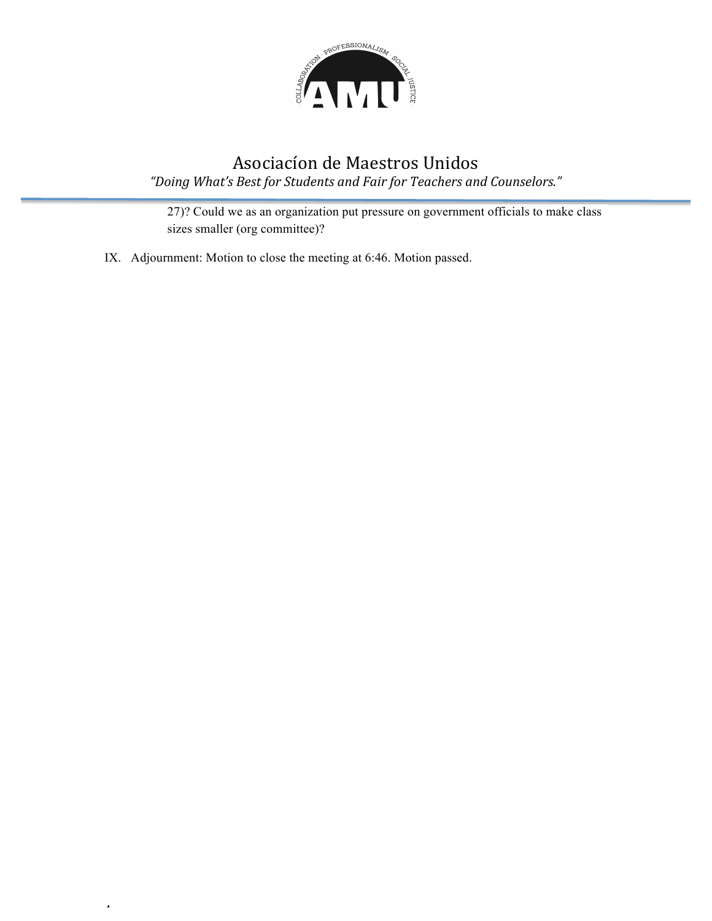27)? Could we as an organization put pressure on government officials to make class sizes smaller (org committee)?

IX. Adjournment: Motion to close the meeting at 6:46. Motion passed.